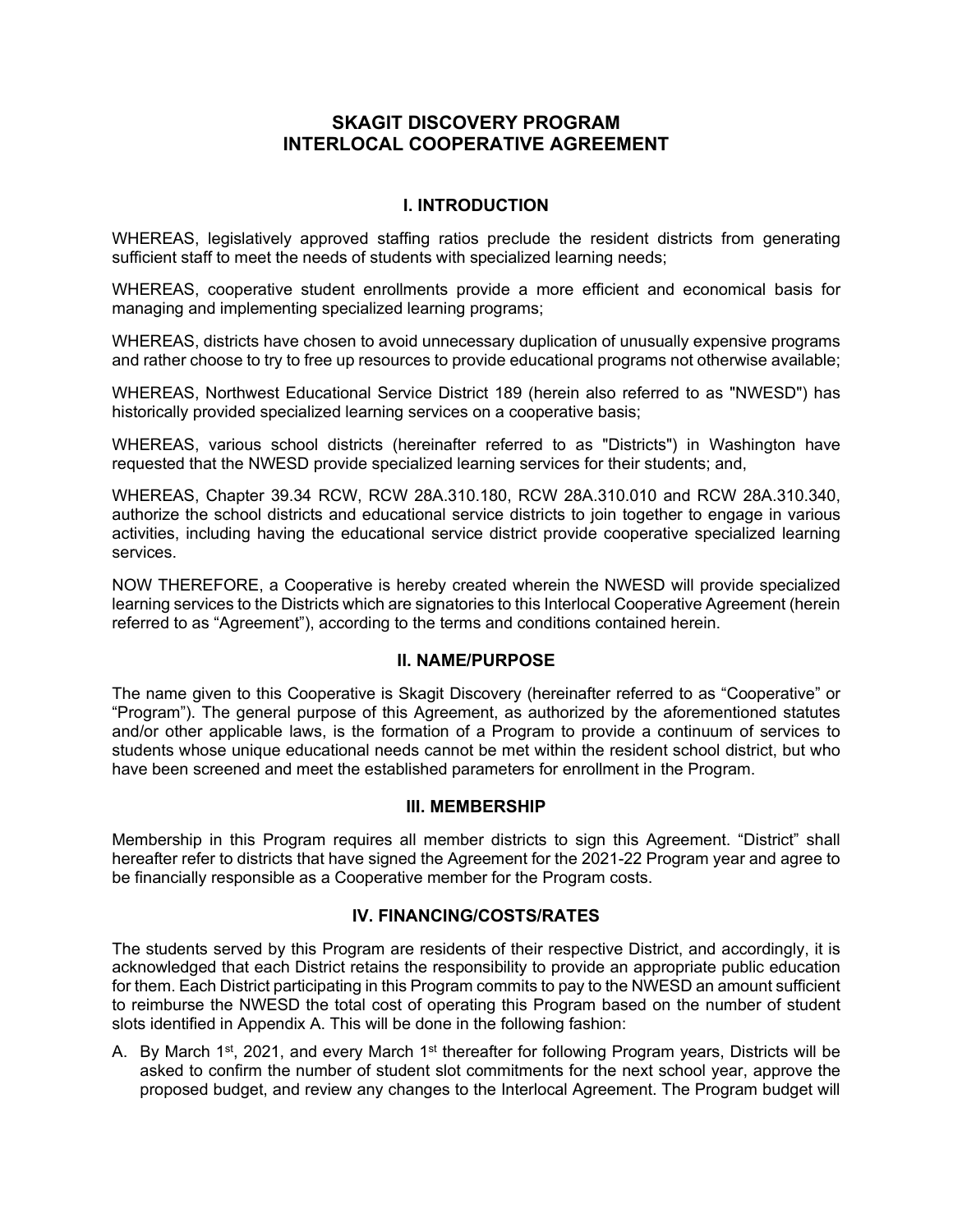# SKAGIT DISCOVERY PROGRAM
# INTERLOCAL COOPERATIVE AGREEMENT

## I. INTRODUCTION

WHEREAS, legislatively approved staffing ratios preclude the resident districts from generating sufficient staff to meet the needs of students with specialized learning needs;

WHEREAS, cooperative student enrollments provide a more efficient and economical basis for managing and implementing specialized learning programs;

WHEREAS, districts have chosen to avoid unnecessary duplication of unusually expensive programs and rather choose to try to free up resources to provide educational programs not otherwise available;

WHEREAS, Northwest Educational Service District 189 (herein also referred to as "NWESD") has historically provided specialized learning services on a cooperative basis;

WHEREAS, various school districts (hereinafter referred to as "Districts") in Washington have requested that the NWESD provide specialized learning services for their students; and,

WHEREAS, Chapter 39.34 RCW, RCW 28A.310.180, RCW 28A.310.010 and RCW 28A.310.340, authorize the school districts and educational service districts to join together to engage in various activities, including having the educational service district provide cooperative specialized learning services.

NOW THEREFORE, a Cooperative is hereby created wherein the NWESD will provide specialized learning services to the Districts which are signatories to this Interlocal Cooperative Agreement (herein referred to as "Agreement"), according to the terms and conditions contained herein.

## II. NAME/PURPOSE

The name given to this Cooperative is Skagit Discovery (hereinafter referred to as "Cooperative" or "Program"). The general purpose of this Agreement, as authorized by the aforementioned statutes and/or other applicable laws, is the formation of a Program to provide a continuum of services to students whose unique educational needs cannot be met within the resident school district, but who have been screened and meet the established parameters for enrollment in the Program.

## III. MEMBERSHIP

Membership in this Program requires all member districts to sign this Agreement. "District" shall hereafter refer to districts that have signed the Agreement for the 2021-22 Program year and agree to be financially responsible as a Cooperative member for the Program costs.

## IV. FINANCING/COSTS/RATES

The students served by this Program are residents of their respective District, and accordingly, it is acknowledged that each District retains the responsibility to provide an appropriate public education for them. Each District participating in this Program commits to pay to the NWESD an amount sufficient to reimburse the NWESD the total cost of operating this Program based on the number of student slots identified in Appendix A. This will be done in the following fashion:

A. By March 1st, 2021, and every March 1st thereafter for following Program years, Districts will be asked to confirm the number of student slot commitments for the next school year, approve the proposed budget, and review any changes to the Interlocal Agreement. The Program budget will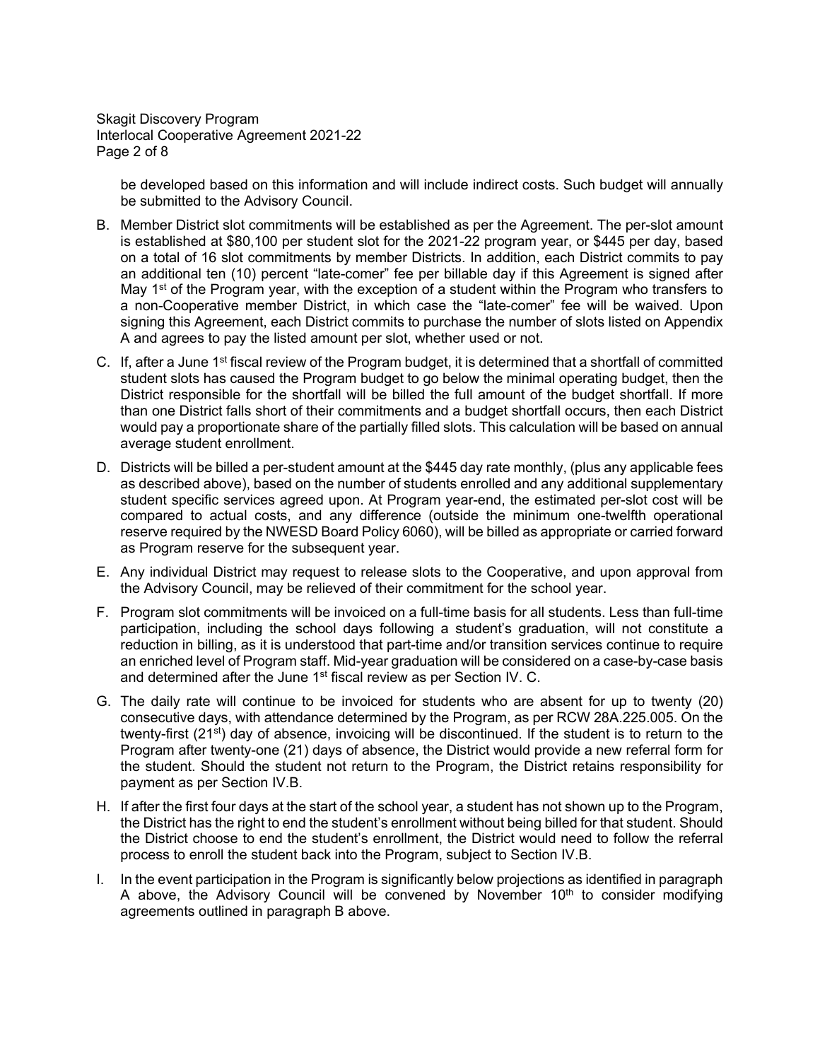be developed based on this information and will include indirect costs. Such budget will annually be submitted to the Advisory Council.

B. Member District slot commitments will be established as per the Agreement. The per-slot amount is established at $80,100 per student slot for the 2021-22 program year, or $445 per day, based on a total of 16 slot commitments by member Districts. In addition, each District commits to pay an additional ten (10) percent "late-comer" fee per billable day if this Agreement is signed after May 1st of the Program year, with the exception of a student within the Program who transfers to a non-Cooperative member District, in which case the "late-comer" fee will be waived. Upon signing this Agreement, each District commits to purchase the number of slots listed on Appendix A and agrees to pay the listed amount per slot, whether used or not.

C. If, after a June 1st fiscal review of the Program budget, it is determined that a shortfall of committed student slots has caused the Program budget to go below the minimal operating budget, then the District responsible for the shortfall will be billed the full amount of the budget shortfall. If more than one District falls short of their commitments and a budget shortfall occurs, then each District would pay a proportionate share of the partially filled slots. This calculation will be based on annual average student enrollment.

D. Districts will be billed a per-student amount at the $445 day rate monthly, (plus any applicable fees as described above), based on the number of students enrolled and any additional supplementary student specific services agreed upon. At Program year-end, the estimated per-slot cost will be compared to actual costs, and any difference (outside the minimum one-twelfth operational reserve required by the NWESD Board Policy 6060), will be billed as appropriate or carried forward as Program reserve for the subsequent year.

E. Any individual District may request to release slots to the Cooperative, and upon approval from the Advisory Council, may be relieved of their commitment for the school year.

F. Program slot commitments will be invoiced on a full-time basis for all students. Less than full-time participation, including the school days following a student's graduation, will not constitute a reduction in billing, as it is understood that part-time and/or transition services continue to require an enriched level of Program staff. Mid-year graduation will be considered on a case-by-case basis and determined after the June 1st fiscal review as per Section IV. C.

G. The daily rate will continue to be invoiced for students who are absent for up to twenty (20) consecutive days, with attendance determined by the Program, as per RCW 28A.225.005. On the twenty-first (21st) day of absence, invoicing will be discontinued. If the student is to return to the Program after twenty-one (21) days of absence, the District would provide a new referral form for the student. Should the student not return to the Program, the District retains responsibility for payment as per Section IV.B.

H. If after the first four days at the start of the school year, a student has not shown up to the Program, the District has the right to end the student's enrollment without being billed for that student. Should the District choose to end the student's enrollment, the District would need to follow the referral process to enroll the student back into the Program, subject to Section IV.B.

I. In the event participation in the Program is significantly below projections as identified in paragraph A above, the Advisory Council will be convened by November 10th to consider modifying agreements outlined in paragraph B above.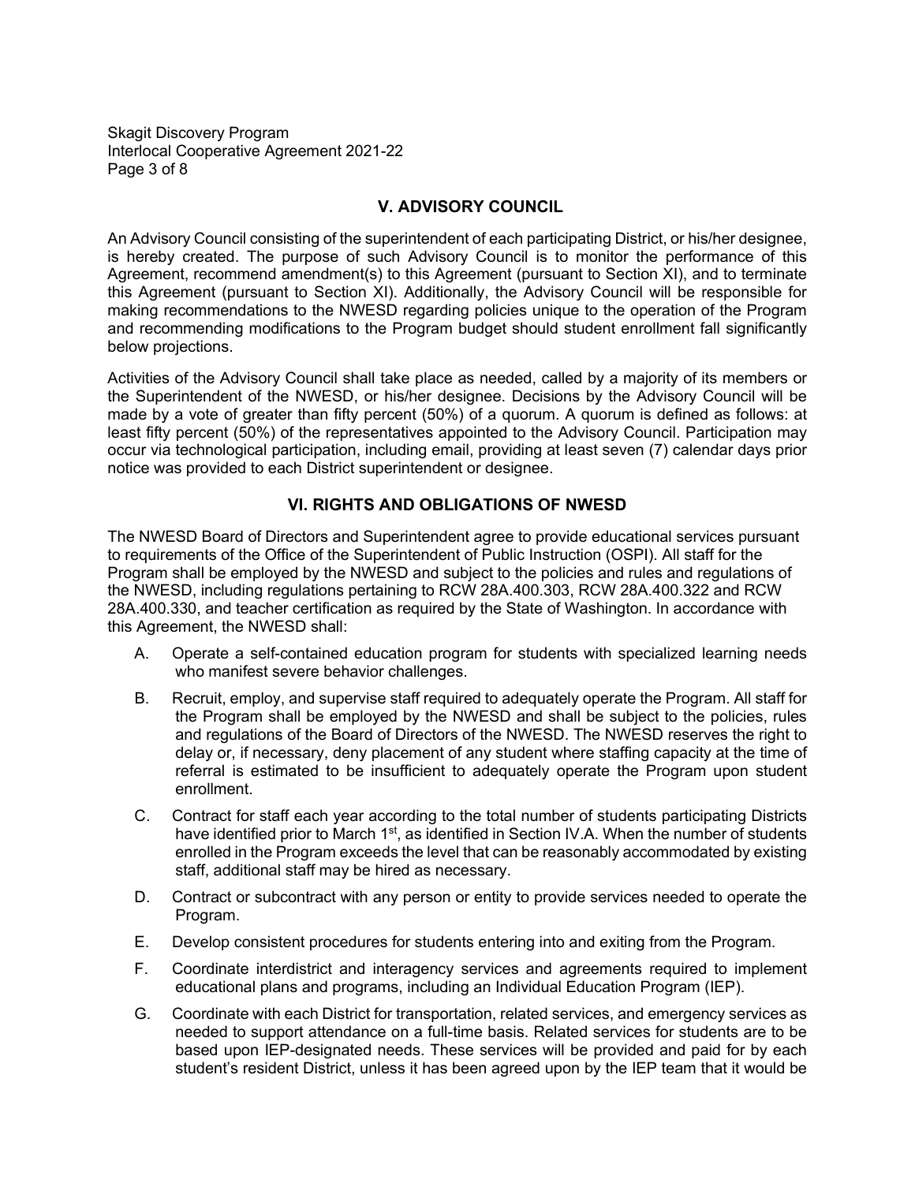## V. ADVISORY COUNCIL

An Advisory Council consisting of the superintendent of each participating District, or his/her designee, is hereby created. The purpose of such Advisory Council is to monitor the performance of this Agreement, recommend amendment(s) to this Agreement (pursuant to Section XI), and to terminate this Agreement (pursuant to Section XI). Additionally, the Advisory Council will be responsible for making recommendations to the NWESD regarding policies unique to the operation of the Program and recommending modifications to the Program budget should student enrollment fall significantly below projections.

Activities of the Advisory Council shall take place as needed, called by a majority of its members or the Superintendent of the NWESD, or his/her designee. Decisions by the Advisory Council will be made by a vote of greater than fifty percent (50%) of a quorum. A quorum is defined as follows: at least fifty percent (50%) of the representatives appointed to the Advisory Council. Participation may occur via technological participation, including email, providing at least seven (7) calendar days prior notice was provided to each District superintendent or designee.

## VI. RIGHTS AND OBLIGATIONS OF NWESD

The NWESD Board of Directors and Superintendent agree to provide educational services pursuant to requirements of the Office of the Superintendent of Public Instruction (OSPI). All staff for the Program shall be employed by the NWESD and subject to the policies and rules and regulations of the NWESD, including regulations pertaining to RCW 28A.400.303, RCW 28A.400.322 and RCW 28A.400.330, and teacher certification as required by the State of Washington. In accordance with this Agreement, the NWESD shall:

A. Operate a self-contained education program for students with specialized learning needs who manifest severe behavior challenges.

B. Recruit, employ, and supervise staff required to adequately operate the Program. All staff for the Program shall be employed by the NWESD and shall be subject to the policies, rules and regulations of the Board of Directors of the NWESD. The NWESD reserves the right to delay or, if necessary, deny placement of any student where staffing capacity at the time of referral is estimated to be insufficient to adequately operate the Program upon student enrollment.

C. Contract for staff each year according to the total number of students participating Districts have identified prior to March 1st, as identified in Section IV.A. When the number of students enrolled in the Program exceeds the level that can be reasonably accommodated by existing staff, additional staff may be hired as necessary.

D. Contract or subcontract with any person or entity to provide services needed to operate the Program.

E. Develop consistent procedures for students entering into and exiting from the Program.

F. Coordinate interdistrict and interagency services and agreements required to implement educational plans and programs, including an Individual Education Program (IEP).

G. Coordinate with each District for transportation, related services, and emergency services as needed to support attendance on a full-time basis. Related services for students are to be based upon IEP-designated needs. These services will be provided and paid for by each student's resident District, unless it has been agreed upon by the IEP team that it would be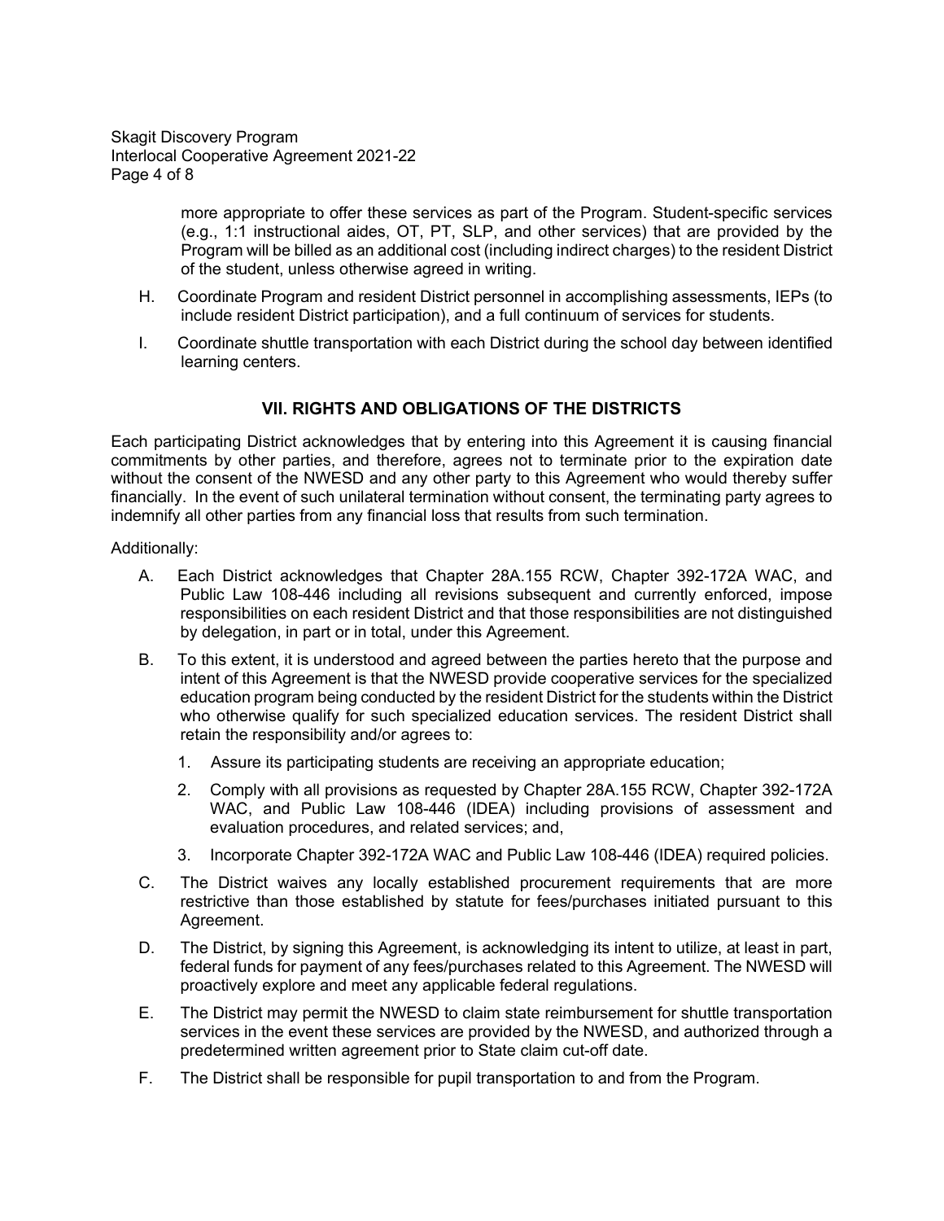more appropriate to offer these services as part of the Program. Student-specific services (e.g., 1:1 instructional aides, OT, PT, SLP, and other services) that are provided by the Program will be billed as an additional cost (including indirect charges) to the resident District of the student, unless otherwise agreed in writing.

H. Coordinate Program and resident District personnel in accomplishing assessments, IEPs (to include resident District participation), and a full continuum of services for students.

I. Coordinate shuttle transportation with each District during the school day between identified learning centers.

## VII. RIGHTS AND OBLIGATIONS OF THE DISTRICTS

Each participating District acknowledges that by entering into this Agreement it is causing financial commitments by other parties, and therefore, agrees not to terminate prior to the expiration date without the consent of the NWESD and any other party to this Agreement who would thereby suffer financially. In the event of such unilateral termination without consent, the terminating party agrees to indemnify all other parties from any financial loss that results from such termination.

Additionally:

A. Each District acknowledges that Chapter 28A.155 RCW, Chapter 392-172A WAC, and Public Law 108-446 including all revisions subsequent and currently enforced, impose responsibilities on each resident District and that those responsibilities are not distinguished by delegation, in part or in total, under this Agreement.

B. To this extent, it is understood and agreed between the parties hereto that the purpose and intent of this Agreement is that the NWESD provide cooperative services for the specialized education program being conducted by the resident District for the students within the District who otherwise qualify for such specialized education services. The resident District shall retain the responsibility and/or agrees to:

   1. Assure its participating students are receiving an appropriate education;

   2. Comply with all provisions as requested by Chapter 28A.155 RCW, Chapter 392-172A WAC, and Public Law 108-446 (IDEA) including provisions of assessment and evaluation procedures, and related services; and,

   3. Incorporate Chapter 392-172A WAC and Public Law 108-446 (IDEA) required policies.

C. The District waives any locally established procurement requirements that are more restrictive than those established by statute for fees/purchases initiated pursuant to this Agreement.

D. The District, by signing this Agreement, is acknowledging its intent to utilize, at least in part, federal funds for payment of any fees/purchases related to this Agreement. The NWESD will proactively explore and meet any applicable federal regulations.

E. The District may permit the NWESD to claim state reimbursement for shuttle transportation services in the event these services are provided by the NWESD, and authorized through a predetermined written agreement prior to State claim cut-off date.

F. The District shall be responsible for pupil transportation to and from the Program.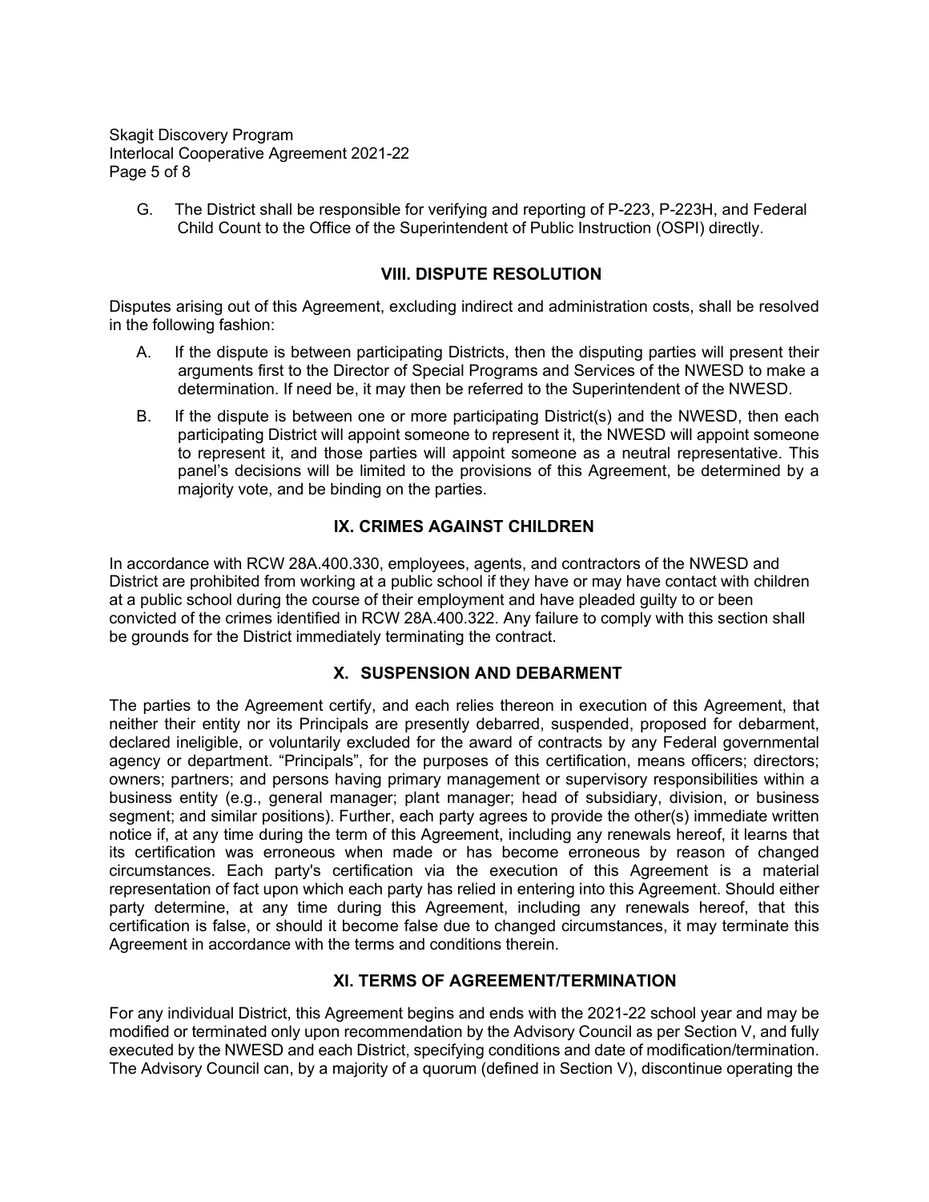G. The District shall be responsible for verifying and reporting of P-223, P-223H, and Federal Child Count to the Office of the Superintendent of Public Instruction (OSPI) directly.

## VIII. DISPUTE RESOLUTION

Disputes arising out of this Agreement, excluding indirect and administration costs, shall be resolved in the following fashion:

A. If the dispute is between participating Districts, then the disputing parties will present their arguments first to the Director of Special Programs and Services of the NWESD to make a determination. If need be, it may then be referred to the Superintendent of the NWESD.

B. If the dispute is between one or more participating District(s) and the NWESD, then each participating District will appoint someone to represent it, the NWESD will appoint someone to represent it, and those parties will appoint someone as a neutral representative. This panel's decisions will be limited to the provisions of this Agreement, be determined by a majority vote, and be binding on the parties.

## IX. CRIMES AGAINST CHILDREN

In accordance with RCW 28A.400.330, employees, agents, and contractors of the NWESD and District are prohibited from working at a public school if they have or may have contact with children at a public school during the course of their employment and have pleaded guilty to or been convicted of the crimes identified in RCW 28A.400.322. Any failure to comply with this section shall be grounds for the District immediately terminating the contract.

## X. SUSPENSION AND DEBARMENT

The parties to the Agreement certify, and each relies thereon in execution of this Agreement, that neither their entity nor its Principals are presently debarred, suspended, proposed for debarment, declared ineligible, or voluntarily excluded for the award of contracts by any Federal governmental agency or department. "Principals", for the purposes of this certification, means officers; directors; owners; partners; and persons having primary management or supervisory responsibilities within a business entity (e.g., general manager; plant manager; head of subsidiary, division, or business segment; and similar positions). Further, each party agrees to provide the other(s) immediate written notice if, at any time during the term of this Agreement, including any renewals hereof, it learns that its certification was erroneous when made or has become erroneous by reason of changed circumstances. Each party's certification via the execution of this Agreement is a material representation of fact upon which each party has relied in entering into this Agreement. Should either party determine, at any time during this Agreement, including any renewals hereof, that this certification is false, or should it become false due to changed circumstances, it may terminate this Agreement in accordance with the terms and conditions therein.

## XI. TERMS OF AGREEMENT/TERMINATION

For any individual District, this Agreement begins and ends with the 2021-22 school year and may be modified or terminated only upon recommendation by the Advisory Council as per Section V, and fully executed by the NWESD and each District, specifying conditions and date of modification/termination. The Advisory Council can, by a majority of a quorum (defined in Section V), discontinue operating the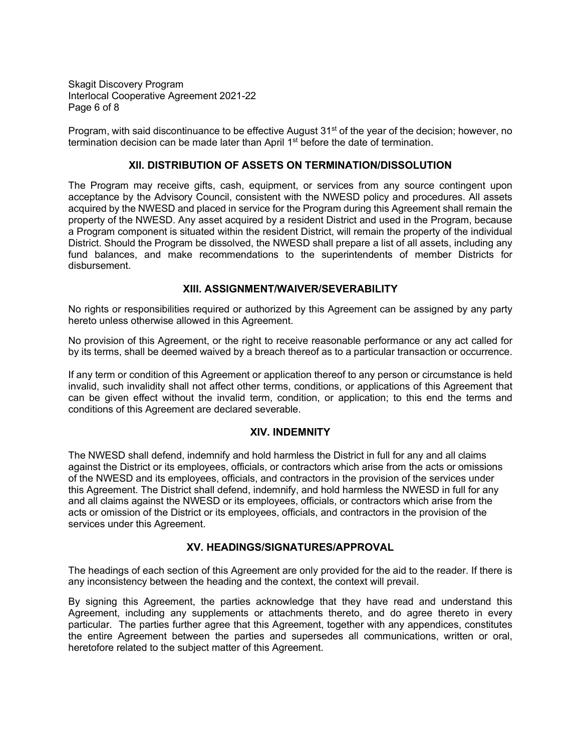Program, with said discontinuance to be effective August 31st of the year of the decision; however, no termination decision can be made later than April 1st before the date of termination.

## XII. DISTRIBUTION OF ASSETS ON TERMINATION/DISSOLUTION

The Program may receive gifts, cash, equipment, or services from any source contingent upon acceptance by the Advisory Council, consistent with the NWESD policy and procedures. All assets acquired by the NWESD and placed in service for the Program during this Agreement shall remain the property of the NWESD. Any asset acquired by a resident District and used in the Program, because a Program component is situated within the resident District, will remain the property of the individual District. Should the Program be dissolved, the NWESD shall prepare a list of all assets, including any fund balances, and make recommendations to the superintendents of member Districts for disbursement.

## XIII. ASSIGNMENT/WAIVER/SEVERABILITY

No rights or responsibilities required or authorized by this Agreement can be assigned by any party hereto unless otherwise allowed in this Agreement.

No provision of this Agreement, or the right to receive reasonable performance or any act called for by its terms, shall be deemed waived by a breach thereof as to a particular transaction or occurrence.

If any term or condition of this Agreement or application thereof to any person or circumstance is held invalid, such invalidity shall not affect other terms, conditions, or applications of this Agreement that can be given effect without the invalid term, condition, or application; to this end the terms and conditions of this Agreement are declared severable.

## XIV. INDEMNITY

The NWESD shall defend, indemnify and hold harmless the District in full for any and all claims against the District or its employees, officials, or contractors which arise from the acts or omissions of the NWESD and its employees, officials, and contractors in the provision of the services under this Agreement. The District shall defend, indemnify, and hold harmless the NWESD in full for any and all claims against the NWESD or its employees, officials, or contractors which arise from the acts or omission of the District or its employees, officials, and contractors in the provision of the services under this Agreement.

## XV. HEADINGS/SIGNATURES/APPROVAL

The headings of each section of this Agreement are only provided for the aid to the reader. If there is any inconsistency between the heading and the context, the context will prevail.

By signing this Agreement, the parties acknowledge that they have read and understand this Agreement, including any supplements or attachments thereto, and do agree thereto in every particular. The parties further agree that this Agreement, together with any appendices, constitutes the entire Agreement between the parties and supersedes all communications, written or oral, heretofore related to the subject matter of this Agreement.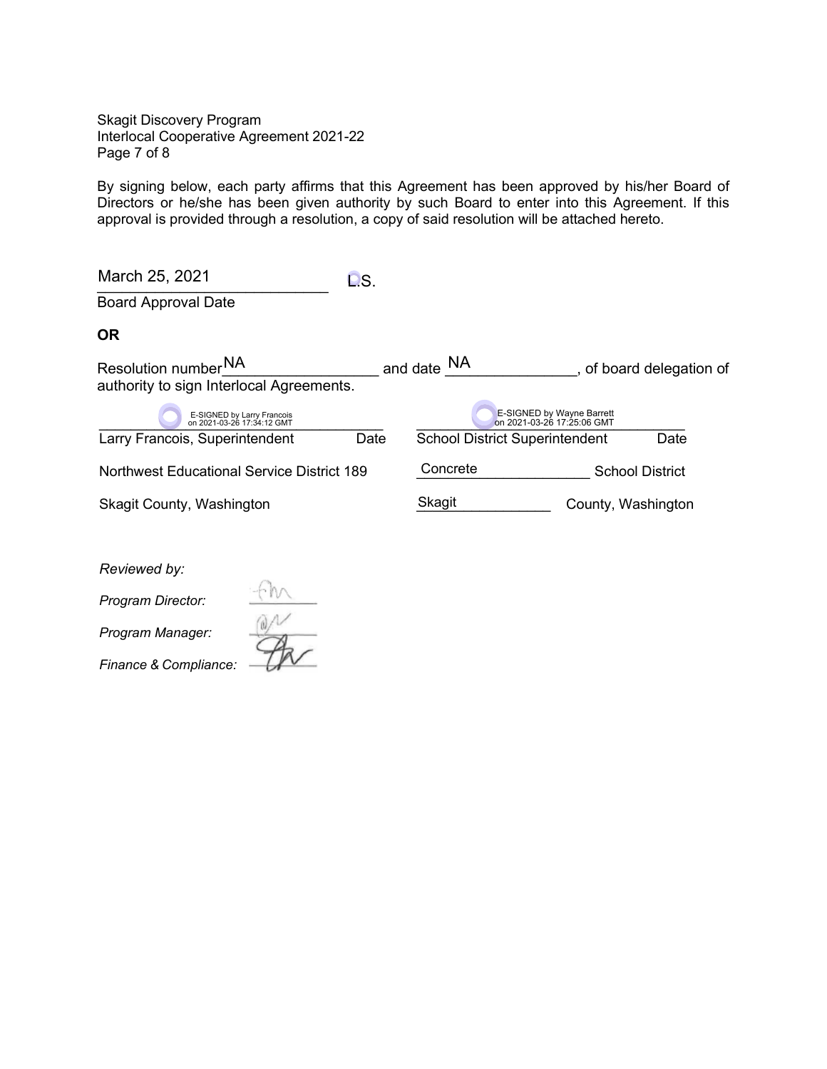By signing below, each party affirms that this Agreement has been approved by his/her Board of Directors or he/she has been given authority by such Board to enter into this Agreement. If this approval is provided through a resolution, a copy of said resolution will be attached hereto.

March 25, 2021 L.S.
Board Approval Date

**OR**

Resolution number NA and date NA, of board delegation of authority to sign Interlocal Agreements.

| E-SIGNED by Larry Francois on 2021-03-26 17:34:12 GMT | | E-SIGNED by Wayne Barrett on 2021-03-26 17:25:06 GMT | |
|---|---|---|---|
| Larry Francois, Superintendent | Date | School District Superintendent | Date |
| Northwest Educational Service District 189 | | Concrete School District | |
| Skagit County, Washington | | Skagit County, Washington | |

*Reviewed by:*

*Program Director:* fm

*Program Manager:*

*Finance & Compliance:*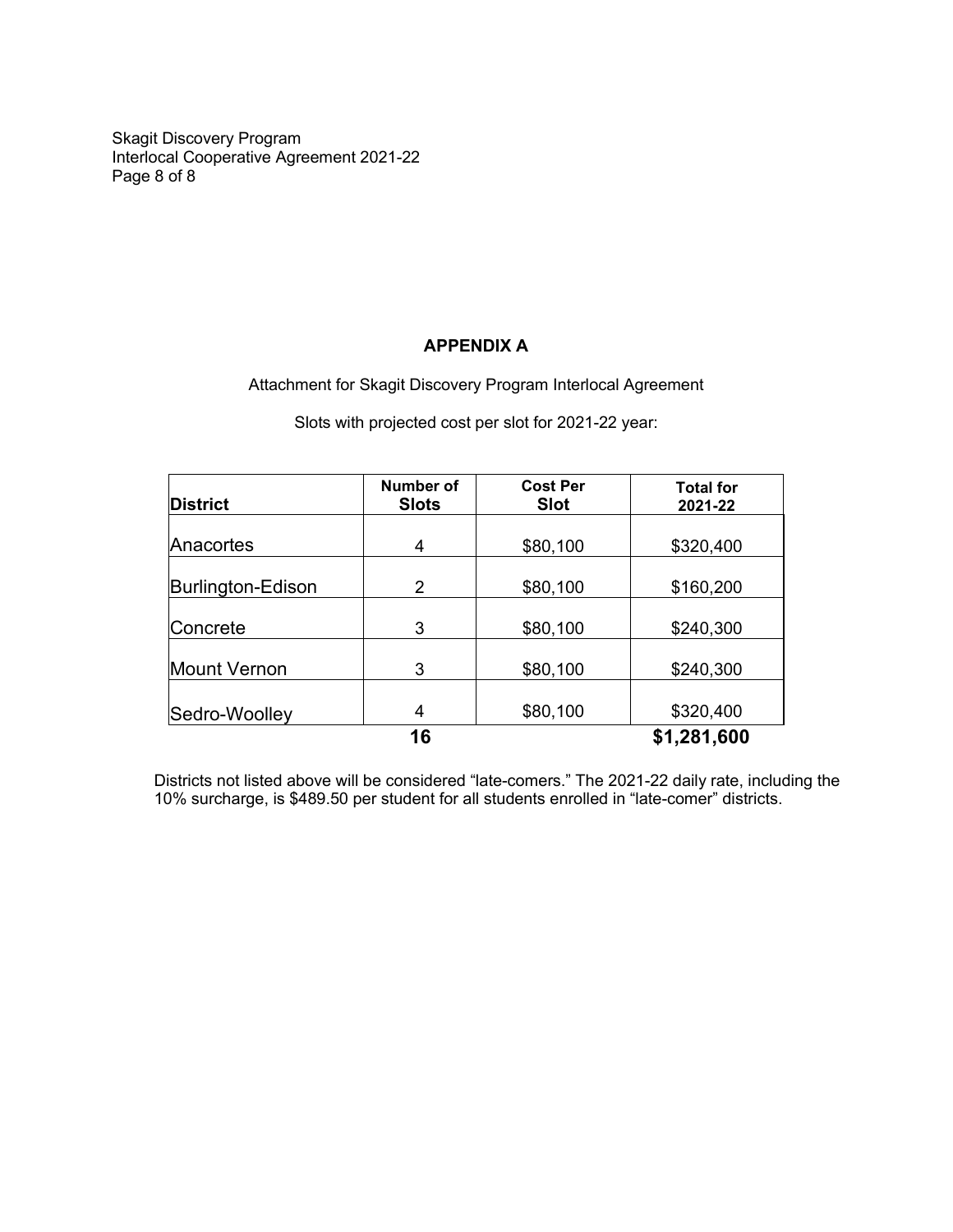## APPENDIX A

Attachment for Skagit Discovery Program Interlocal Agreement

Slots with projected cost per slot for 2021-22 year:

| District | Number of Slots | Cost Per Slot | Total for 2021-22 |
|---|---|---|---|
| Anacortes | 4 | $80,100 | $320,400 |
| Burlington-Edison | 2 | $80,100 | $160,200 |
| Concrete | 3 | $80,100 | $240,300 |
| Mount Vernon | 3 | $80,100 | $240,300 |
| Sedro-Woolley | 4 | $80,100 | $320,400 |
| | **16** | | **$1,281,600** |

Districts not listed above will be considered "late-comers." The 2021-22 daily rate, including the 10% surcharge, is $489.50 per student for all students enrolled in "late-comer" districts.